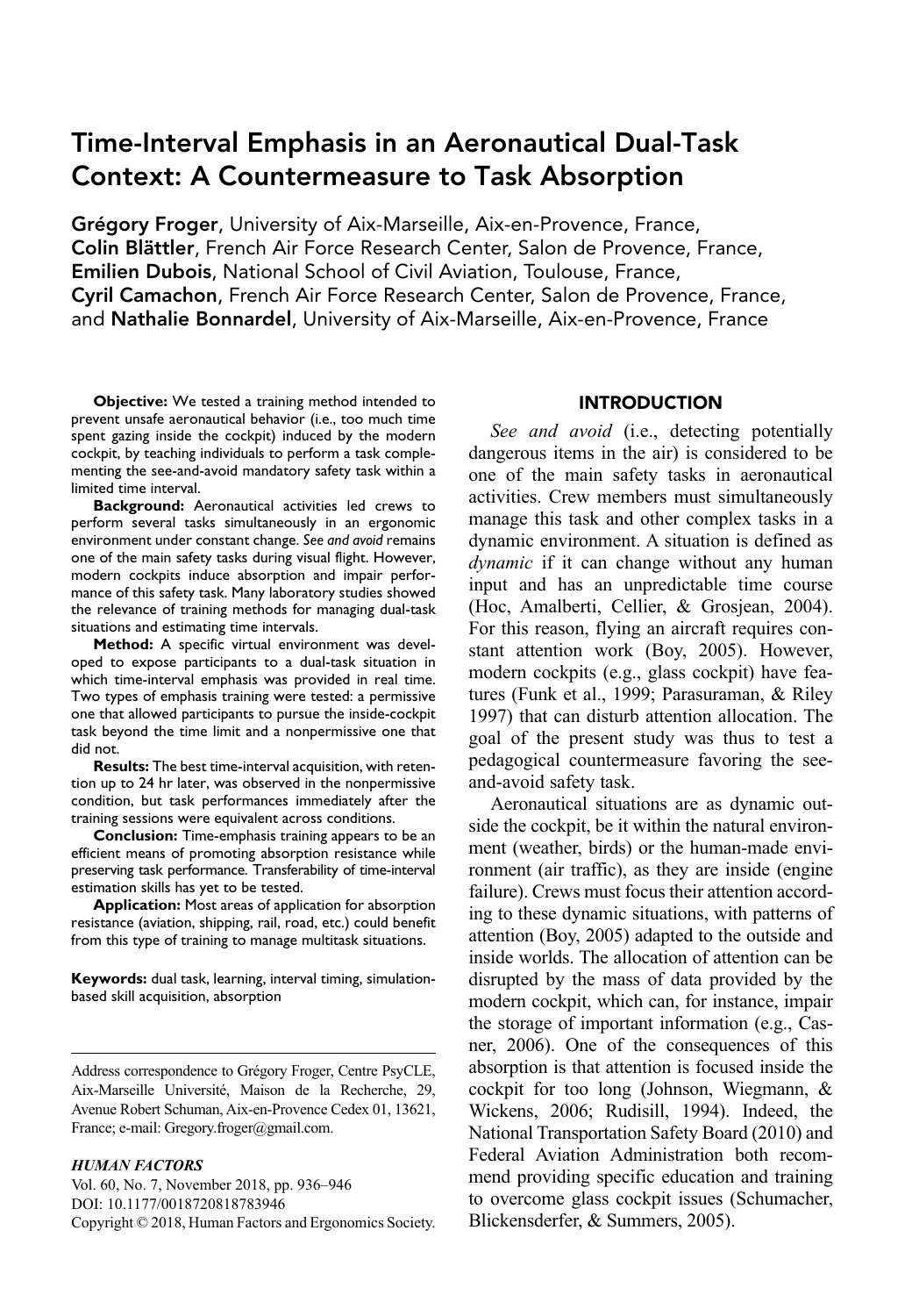# Time-Interval Emphasis in an Aeronautical Dual-Task Context: A Countermeasure to Task Absorption

**Grégory Froger**, University of Aix-Marseille, Aix-en-Provence, France, **Colin Blättler**, French Air Force Research Center, Salon de Provence, France, **Emilien Dubois**, National School of Civil Aviation, Toulouse, France, **Cyril Camachon**, French Air Force Research Center, Salon de Provence, France, and **Nathalie Bonnardel**, University of Aix-Marseille, Aix-en-Provence, France

**Objective:** We tested a training method intended to prevent unsafe aeronautical behavior (i.e., too much time spent gazing inside the cockpit) induced by the modern cockpit, by teaching individuals to perform a task complementing the see-and-avoid mandatory safety task within a limited time interval.

**Background:** Aeronautical activities led crews to perform several tasks simultaneously in an ergonomic environment under constant change. *See and avoid* remains one of the main safety tasks during visual flight. However, modern cockpits induce absorption and impair performance of this safety task. Many laboratory studies showed the relevance of training methods for managing dual-task situations and estimating time intervals.

**Method:** A specific virtual environment was developed to expose participants to a dual-task situation in which time-interval emphasis was provided in real time. Two types of emphasis training were tested: a permissive one that allowed participants to pursue the inside-cockpit task beyond the time limit and a nonpermissive one that did not.

**Results:** The best time-interval acquisition, with retention up to 24 hr later, was observed in the nonpermissive condition, but task performances immediately after the training sessions were equivalent across conditions.

**Conclusion:** Time-emphasis training appears to be an efficient means of promoting absorption resistance while preserving task performance. Transferability of time-interval estimation skills has yet to be tested.

**Application:** Most areas of application for absorption resistance (aviation, shipping, rail, road, etc.) could benefit from this type of training to manage multitask situations.

**Keywords:** dual task, learning, interval timing, simulation-based skill acquisition, absorption

Address correspondence to Grégory Froger, Centre PsyCLE, Aix-Marseille Université, Maison de la Recherche, 29, Avenue Robert Schuman, Aix-en-Provence Cedex 01, 13621, France; e-mail: Gregory.froger@gmail.com.

*HUMAN FACTORS*
Vol. 60, No. 7, November 2018, pp. 936–946
DOI: 10.1177/0018720818783946
Copyright © 2018, Human Factors and Ergonomics Society.

## INTRODUCTION

*See and avoid* (i.e., detecting potentially dangerous items in the air) is considered to be one of the main safety tasks in aeronautical activities. Crew members must simultaneously manage this task and other complex tasks in a dynamic environment. A situation is defined as *dynamic* if it can change without any human input and has an unpredictable time course (Hoc, Amalberti, Cellier, & Grosjean, 2004). For this reason, flying an aircraft requires constant attention work (Boy, 2005). However, modern cockpits (e.g., glass cockpit) have features (Funk et al., 1999; Parasuraman, & Riley 1997) that can disturb attention allocation. The goal of the present study was thus to test a pedagogical countermeasure favoring the see-and-avoid safety task.

Aeronautical situations are as dynamic outside the cockpit, be it within the natural environment (weather, birds) or the human-made environment (air traffic), as they are inside (engine failure). Crews must focus their attention according to these dynamic situations, with patterns of attention (Boy, 2005) adapted to the outside and inside worlds. The allocation of attention can be disrupted by the mass of data provided by the modern cockpit, which can, for instance, impair the storage of important information (e.g., Casner, 2006). One of the consequences of this absorption is that attention is focused inside the cockpit for too long (Johnson, Wiegmann, & Wickens, 2006; Rudisill, 1994). Indeed, the National Transportation Safety Board (2010) and Federal Aviation Administration both recommend providing specific education and training to overcome glass cockpit issues (Schumacher, Blickensderfer, & Summers, 2005).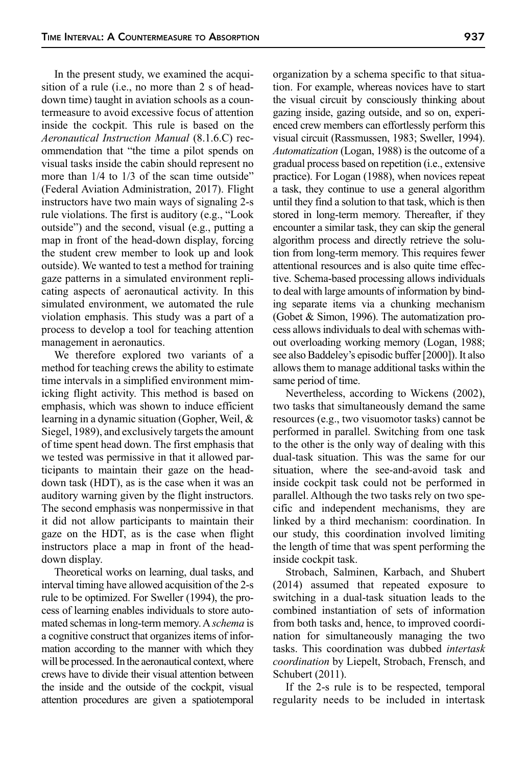In the present study, we examined the acquisition of a rule (i.e., no more than 2 s of head-down time) taught in aviation schools as a countermeasure to avoid excessive focus of attention inside the cockpit. This rule is based on the *Aeronautical Instruction Manual* (8.1.6.C) recommendation that "the time a pilot spends on visual tasks inside the cabin should represent no more than 1/4 to 1/3 of the scan time outside" (Federal Aviation Administration, 2017). Flight instructors have two main ways of signaling 2-s rule violations. The first is auditory (e.g., "Look outside") and the second, visual (e.g., putting a map in front of the head-down display, forcing the student crew member to look up and look outside). We wanted to test a method for training gaze patterns in a simulated environment replicating aspects of aeronautical activity. In this simulated environment, we automated the rule violation emphasis. This study was a part of a process to develop a tool for teaching attention management in aeronautics.

We therefore explored two variants of a method for teaching crews the ability to estimate time intervals in a simplified environment mimicking flight activity. This method is based on emphasis, which was shown to induce efficient learning in a dynamic situation (Gopher, Weil, & Siegel, 1989), and exclusively targets the amount of time spent head down. The first emphasis that we tested was permissive in that it allowed participants to maintain their gaze on the head-down task (HDT), as is the case when it was an auditory warning given by the flight instructors. The second emphasis was nonpermissive in that it did not allow participants to maintain their gaze on the HDT, as is the case when flight instructors place a map in front of the head-down display.

Theoretical works on learning, dual tasks, and interval timing have allowed acquisition of the 2-s rule to be optimized. For Sweller (1994), the process of learning enables individuals to store automated schemas in long-term memory. A *schema* is a cognitive construct that organizes items of information according to the manner with which they will be processed. In the aeronautical context, where crews have to divide their visual attention between the inside and the outside of the cockpit, visual attention procedures are given a spatiotemporal organization by a schema specific to that situation. For example, whereas novices have to start the visual circuit by consciously thinking about gazing inside, gazing outside, and so on, experienced crew members can effortlessly perform this visual circuit (Rassmussen, 1983; Sweller, 1994). *Automatization* (Logan, 1988) is the outcome of a gradual process based on repetition (i.e., extensive practice). For Logan (1988), when novices repeat a task, they continue to use a general algorithm until they find a solution to that task, which is then stored in long-term memory. Thereafter, if they encounter a similar task, they can skip the general algorithm process and directly retrieve the solution from long-term memory. This requires fewer attentional resources and is also quite time effective. Schema-based processing allows individuals to deal with large amounts of information by binding separate items via a chunking mechanism (Gobet & Simon, 1996). The automatization process allows individuals to deal with schemas without overloading working memory (Logan, 1988; see also Baddeley's episodic buffer [2000]). It also allows them to manage additional tasks within the same period of time.

Nevertheless, according to Wickens (2002), two tasks that simultaneously demand the same resources (e.g., two visuomotor tasks) cannot be performed in parallel. Switching from one task to the other is the only way of dealing with this dual-task situation. This was the same for our situation, where the see-and-avoid task and inside cockpit task could not be performed in parallel. Although the two tasks rely on two specific and independent mechanisms, they are linked by a third mechanism: coordination. In our study, this coordination involved limiting the length of time that was spent performing the inside cockpit task.

Strobach, Salminen, Karbach, and Shubert (2014) assumed that repeated exposure to switching in a dual-task situation leads to the combined instantiation of sets of information from both tasks and, hence, to improved coordination for simultaneously managing the two tasks. This coordination was dubbed *intertask coordination* by Liepelt, Strobach, Frensch, and Schubert (2011).

If the 2-s rule is to be respected, temporal regularity needs to be included in intertask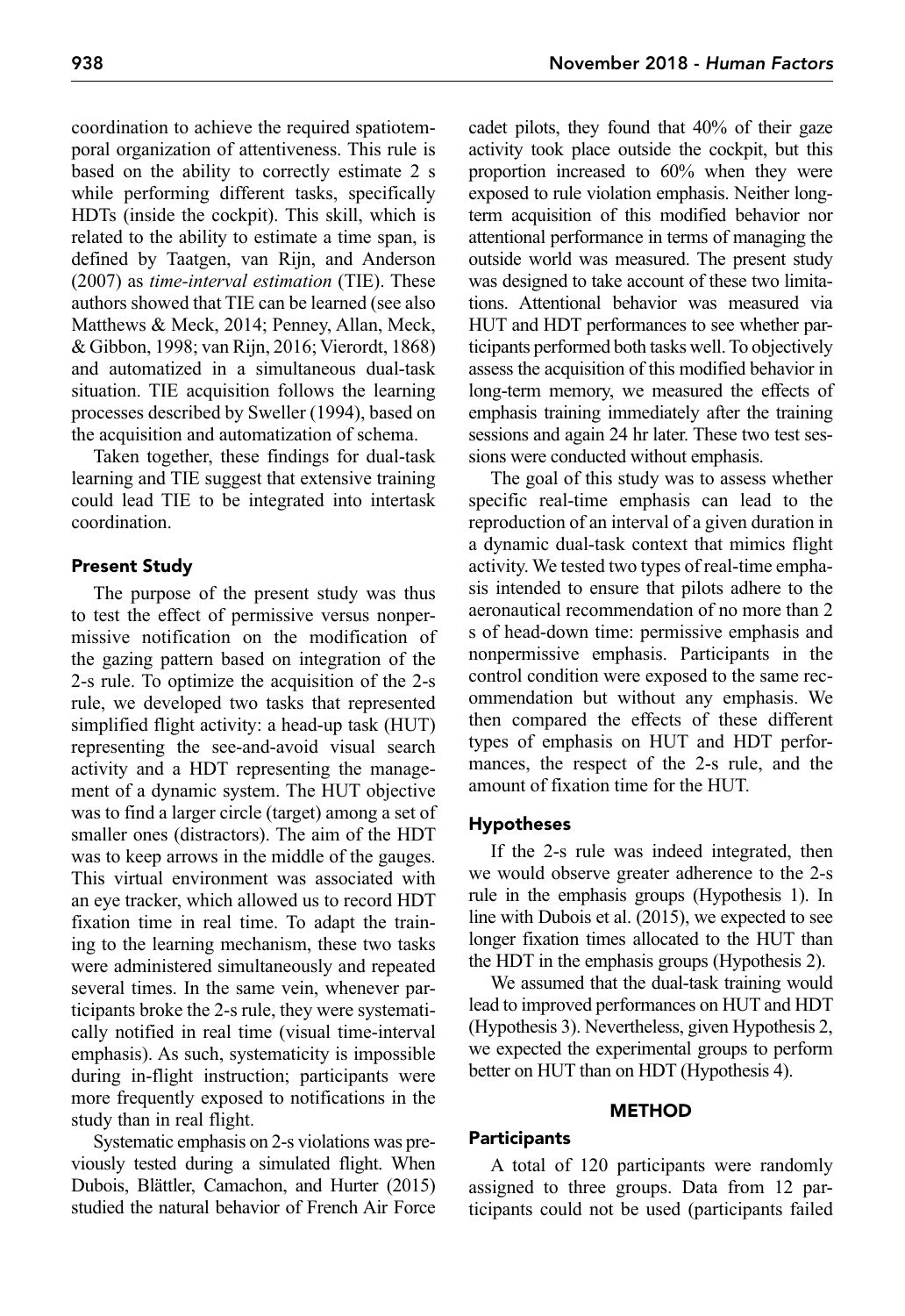coordination to achieve the required spatiotemporal organization of attentiveness. This rule is based on the ability to correctly estimate 2 s while performing different tasks, specifically HDTs (inside the cockpit). This skill, which is related to the ability to estimate a time span, is defined by Taatgen, van Rijn, and Anderson (2007) as *time-interval estimation* (TIE). These authors showed that TIE can be learned (see also Matthews & Meck, 2014; Penney, Allan, Meck, & Gibbon, 1998; van Rijn, 2016; Vierordt, 1868) and automatized in a simultaneous dual-task situation. TIE acquisition follows the learning processes described by Sweller (1994), based on the acquisition and automatization of schema.

Taken together, these findings for dual-task learning and TIE suggest that extensive training could lead TIE to be integrated into intertask coordination.

## Present Study

The purpose of the present study was thus to test the effect of permissive versus nonpermissive notification on the modification of the gazing pattern based on integration of the 2-s rule. To optimize the acquisition of the 2-s rule, we developed two tasks that represented simplified flight activity: a head-up task (HUT) representing the see-and-avoid visual search activity and a HDT representing the management of a dynamic system. The HUT objective was to find a larger circle (target) among a set of smaller ones (distractors). The aim of the HDT was to keep arrows in the middle of the gauges. This virtual environment was associated with an eye tracker, which allowed us to record HDT fixation time in real time. To adapt the training to the learning mechanism, these two tasks were administered simultaneously and repeated several times. In the same vein, whenever participants broke the 2-s rule, they were systematically notified in real time (visual time-interval emphasis). As such, systematicity is impossible during in-flight instruction; participants were more frequently exposed to notifications in the study than in real flight.

Systematic emphasis on 2-s violations was previously tested during a simulated flight. When Dubois, Blättler, Camachon, and Hurter (2015) studied the natural behavior of French Air Force cadet pilots, they found that 40% of their gaze activity took place outside the cockpit, but this proportion increased to 60% when they were exposed to rule violation emphasis. Neither long-term acquisition of this modified behavior nor attentional performance in terms of managing the outside world was measured. The present study was designed to take account of these two limitations. Attentional behavior was measured via HUT and HDT performances to see whether participants performed both tasks well. To objectively assess the acquisition of this modified behavior in long-term memory, we measured the effects of emphasis training immediately after the training sessions and again 24 hr later. These two test sessions were conducted without emphasis.

The goal of this study was to assess whether specific real-time emphasis can lead to the reproduction of an interval of a given duration in a dynamic dual-task context that mimics flight activity. We tested two types of real-time emphasis intended to ensure that pilots adhere to the aeronautical recommendation of no more than 2 s of head-down time: permissive emphasis and nonpermissive emphasis. Participants in the control condition were exposed to the same recommendation but without any emphasis. We then compared the effects of these different types of emphasis on HUT and HDT performances, the respect of the 2-s rule, and the amount of fixation time for the HUT.

## Hypotheses

If the 2-s rule was indeed integrated, then we would observe greater adherence to the 2-s rule in the emphasis groups (Hypothesis 1). In line with Dubois et al. (2015), we expected to see longer fixation times allocated to the HUT than the HDT in the emphasis groups (Hypothesis 2).

We assumed that the dual-task training would lead to improved performances on HUT and HDT (Hypothesis 3). Nevertheless, given Hypothesis 2, we expected the experimental groups to perform better on HUT than on HDT (Hypothesis 4).

# METHOD

## Participants

A total of 120 participants were randomly assigned to three groups. Data from 12 participants could not be used (participants failed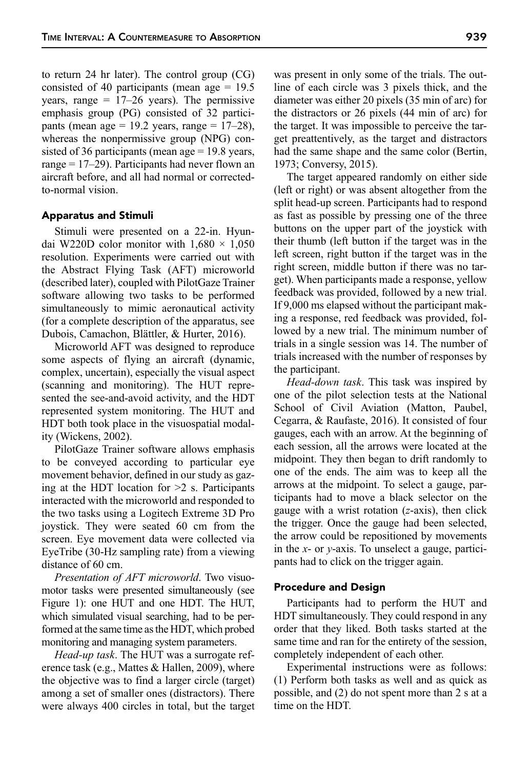to return 24 hr later). The control group (CG) consisted of 40 participants (mean age = 19.5 years, range = 17–26 years). The permissive emphasis group (PG) consisted of 32 participants (mean age = 19.2 years, range = 17–28), whereas the nonpermissive group (NPG) consisted of 36 participants (mean age = 19.8 years, range = 17–29). Participants had never flown an aircraft before, and all had normal or corrected-to-normal vision.

### Apparatus and Stimuli

Stimuli were presented on a 22-in. Hyundai W220D color monitor with 1,680 × 1,050 resolution. Experiments were carried out with the Abstract Flying Task (AFT) microworld (described later), coupled with PilotGaze Trainer software allowing two tasks to be performed simultaneously to mimic aeronautical activity (for a complete description of the apparatus, see Dubois, Camachon, Blättler, & Hurter, 2016).

Microworld AFT was designed to reproduce some aspects of flying an aircraft (dynamic, complex, uncertain), especially the visual aspect (scanning and monitoring). The HUT represented the see-and-avoid activity, and the HDT represented system monitoring. The HUT and HDT both took place in the visuospatial modality (Wickens, 2002).

PilotGaze Trainer software allows emphasis to be conveyed according to particular eye movement behavior, defined in our study as gazing at the HDT location for >2 s. Participants interacted with the microworld and responded to the two tasks using a Logitech Extreme 3D Pro joystick. They were seated 60 cm from the screen. Eye movement data were collected via EyeTribe (30-Hz sampling rate) from a viewing distance of 60 cm.

*Presentation of AFT microworld*. Two visuomotor tasks were presented simultaneously (see Figure 1): one HUT and one HDT. The HUT, which simulated visual searching, had to be performed at the same time as the HDT, which probed monitoring and managing system parameters.

*Head-up task*. The HUT was a surrogate reference task (e.g., Mattes & Hallen, 2009), where the objective was to find a larger circle (target) among a set of smaller ones (distractors). There were always 400 circles in total, but the target was present in only some of the trials. The outline of each circle was 3 pixels thick, and the diameter was either 20 pixels (35 min of arc) for the distractors or 26 pixels (44 min of arc) for the target. It was impossible to perceive the target preattentively, as the target and distractors had the same shape and the same color (Bertin, 1973; Conversy, 2015).

The target appeared randomly on either side (left or right) or was absent altogether from the split head-up screen. Participants had to respond as fast as possible by pressing one of the three buttons on the upper part of the joystick with their thumb (left button if the target was in the left screen, right button if the target was in the right screen, middle button if there was no target). When participants made a response, yellow feedback was provided, followed by a new trial. If 9,000 ms elapsed without the participant making a response, red feedback was provided, followed by a new trial. The minimum number of trials in a single session was 14. The number of trials increased with the number of responses by the participant.

*Head-down task*. This task was inspired by one of the pilot selection tests at the National School of Civil Aviation (Matton, Paubel, Cegarra, & Raufaste, 2016). It consisted of four gauges, each with an arrow. At the beginning of each session, all the arrows were located at the midpoint. They then began to drift randomly to one of the ends. The aim was to keep all the arrows at the midpoint. To select a gauge, participants had to move a black selector on the gauge with a wrist rotation (*z*-axis), then click the trigger. Once the gauge had been selected, the arrow could be repositioned by movements in the *x*- or *y*-axis. To unselect a gauge, participants had to click on the trigger again.

### Procedure and Design

Participants had to perform the HUT and HDT simultaneously. They could respond in any order that they liked. Both tasks started at the same time and ran for the entirety of the session, completely independent of each other.

Experimental instructions were as follows: (1) Perform both tasks as well and as quick as possible, and (2) do not spent more than 2 s at a time on the HDT.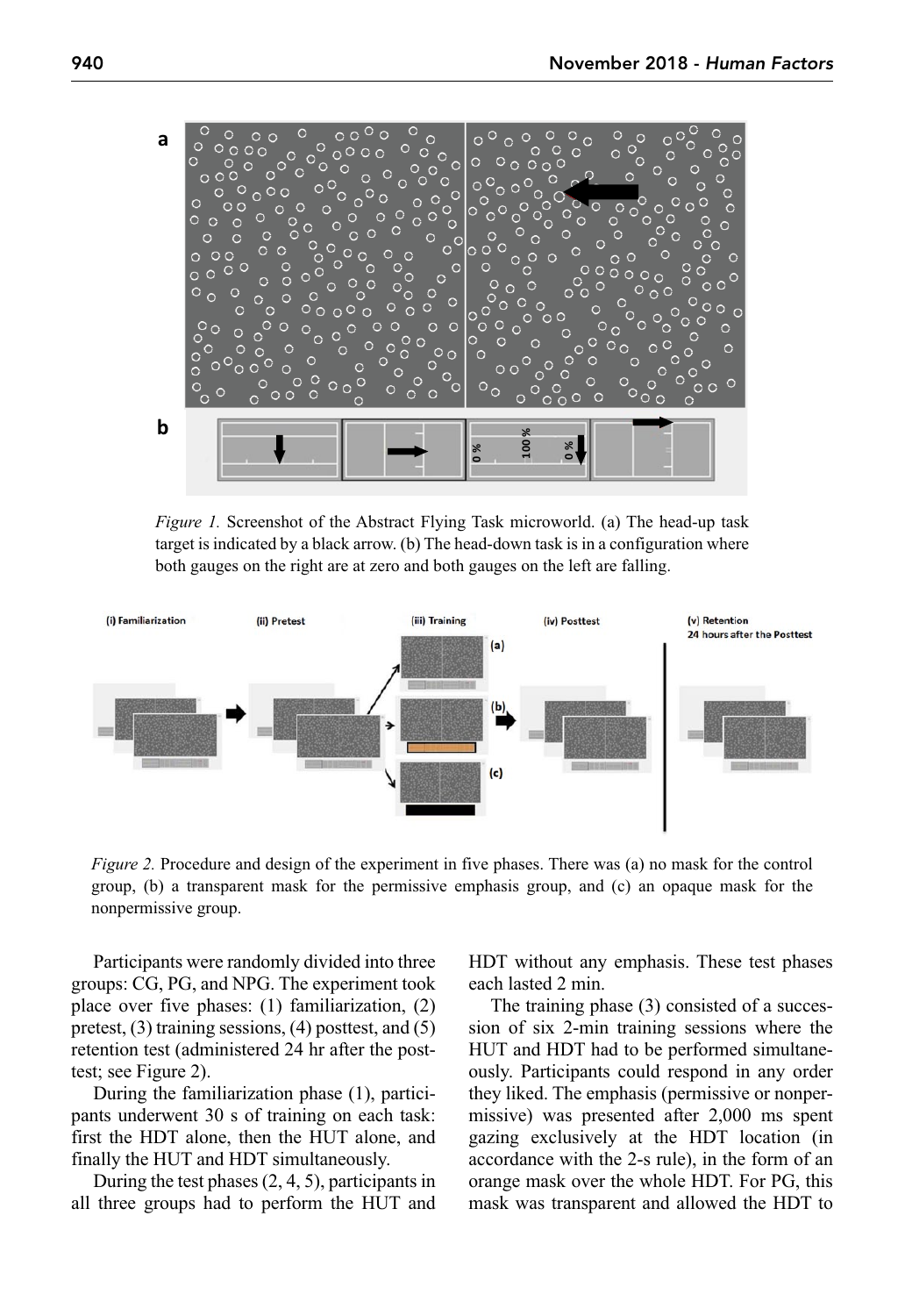*Figure 1.* Screenshot of the Abstract Flying Task microworld. (a) The head-up task target is indicated by a black arrow. (b) The head-down task is in a configuration where both gauges on the right are at zero and both gauges on the left are falling.

*Figure 2.* Procedure and design of the experiment in five phases. There was (a) no mask for the control group, (b) a transparent mask for the permissive emphasis group, and (c) an opaque mask for the nonpermissive group.

Participants were randomly divided into three groups: CG, PG, and NPG. The experiment took place over five phases: (1) familiarization, (2) pretest, (3) training sessions, (4) posttest, and (5) retention test (administered 24 hr after the posttest; see Figure 2).

During the familiarization phase (1), participants underwent 30 s of training on each task: first the HDT alone, then the HUT alone, and finally the HUT and HDT simultaneously.

During the test phases (2, 4, 5), participants in all three groups had to perform the HUT and HDT without any emphasis. These test phases each lasted 2 min.

The training phase (3) consisted of a succession of six 2-min training sessions where the HUT and HDT had to be performed simultaneously. Participants could respond in any order they liked. The emphasis (permissive or nonpermissive) was presented after 2,000 ms spent gazing exclusively at the HDT location (in accordance with the 2-s rule), in the form of an orange mask over the whole HDT. For PG, this mask was transparent and allowed the HDT to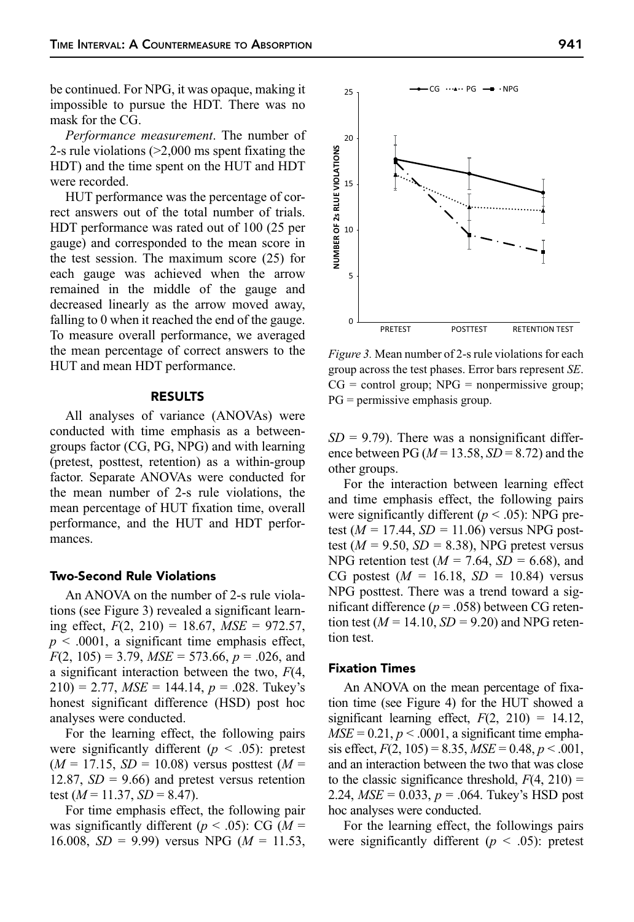be continued. For NPG, it was opaque, making it impossible to pursue the HDT. There was no mask for the CG.

*Performance measurement*. The number of 2-s rule violations (>2,000 ms spent fixating the HDT) and the time spent on the HUT and HDT were recorded.

HUT performance was the percentage of correct answers out of the total number of trials. HDT performance was rated out of 100 (25 per gauge) and corresponded to the mean score in the test session. The maximum score (25) for each gauge was achieved when the arrow remained in the middle of the gauge and decreased linearly as the arrow moved away, falling to 0 when it reached the end of the gauge. To measure overall performance, we averaged the mean percentage of correct answers to the HUT and mean HDT performance.

*Figure 3.* Mean number of 2-s rule violations for each group across the test phases. Error bars represent *SE*. CG = control group; NPG = nonpermissive group; PG = permissive emphasis group.

## RESULTS

All analyses of variance (ANOVAs) were conducted with time emphasis as a between-groups factor (CG, PG, NPG) and with learning (pretest, posttest, retention) as a within-group factor. Separate ANOVAs were conducted for the mean number of 2-s rule violations, the mean percentage of HUT fixation time, overall performance, and the HUT and HDT performances.

### Two-Second Rule Violations

An ANOVA on the number of 2-s rule violations (see Figure 3) revealed a significant learning effect, $F(2, 210) = 18.67$, $MSE = 972.57$, $p < .0001$, a significant time emphasis effect, $F(2, 105) = 3.79$, $MSE = 573.66$, $p = .026$, and a significant interaction between the two, $F(4, 210) = 2.77$, $MSE = 144.14$, $p = .028$. Tukey's honest significant difference (HSD) post hoc analyses were conducted.

For the learning effect, the following pairs were significantly different ($p < .05$): pretest ($M = 17.15$, $SD = 10.08$) versus posttest ($M = 12.87$, $SD = 9.66$) and pretest versus retention test ($M = 11.37$, $SD = 8.47$).

For time emphasis effect, the following pair was significantly different ($p < .05$): CG ($M = 16.008$, $SD = 9.99$) versus NPG ($M = 11.53$, $SD = 9.79$). There was a nonsignificant difference between PG ($M = 13.58$, $SD = 8.72$) and the other groups.

For the interaction between learning effect and time emphasis effect, the following pairs were significantly different ($p < .05$): NPG pretest ($M = 17.44$, $SD = 11.06$) versus NPG posttest ($M = 9.50$, $SD = 8.38$), NPG pretest versus NPG retention test ($M = 7.64$, $SD = 6.68$), and CG postest ($M = 16.18$, $SD = 10.84$) versus NPG posttest. There was a trend toward a significant difference ($p = .058$) between CG retention test ($M = 14.10$, $SD = 9.20$) and NPG retention test.

### Fixation Times

An ANOVA on the mean percentage of fixation time (see Figure 4) for the HUT showed a significant learning effect, $F(2, 210) = 14.12$, $MSE = 0.21$, $p < .0001$, a significant time emphasis effect, $F(2, 105) = 8.35$, $MSE = 0.48$, $p < .001$, and an interaction between the two that was close to the classic significance threshold, $F(4, 210) = 2.24$, $MSE = 0.033$, $p = .064$. Tukey's HSD post hoc analyses were conducted.

For the learning effect, the followings pairs were significantly different ($p < .05$): pretest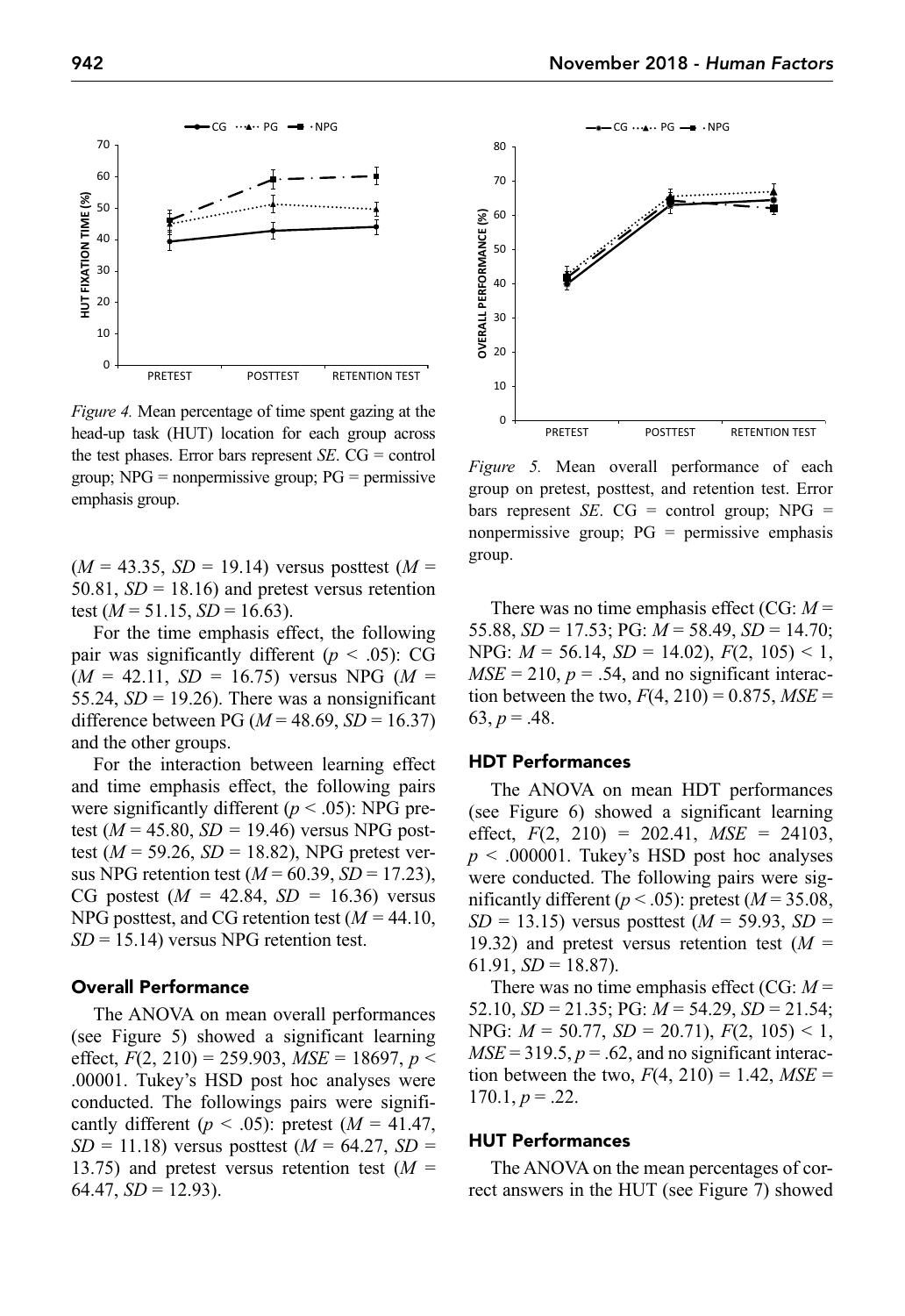*Figure 4.* Mean percentage of time spent gazing at the head-up task (HUT) location for each group across the test phases. Error bars represent *SE*. CG = control group; NPG = nonpermissive group; PG = permissive emphasis group.

($M$ = 43.35, $SD$ = 19.14) versus posttest ($M$ = 50.81, $SD$ = 18.16) and pretest versus retention test ($M$ = 51.15, $SD$ = 16.63).

For the time emphasis effect, the following pair was significantly different ($p$ < .05): CG ($M$ = 42.11, $SD$ = 16.75) versus NPG ($M$ = 55.24, $SD$ = 19.26). There was a nonsignificant difference between PG ($M$ = 48.69, $SD$ = 16.37) and the other groups.

For the interaction between learning effect and time emphasis effect, the following pairs were significantly different ($p$ < .05): NPG pretest ($M$ = 45.80, $SD$ = 19.46) versus NPG posttest ($M$ = 59.26, $SD$ = 18.82), NPG pretest versus NPG retention test ($M$ = 60.39, $SD$ = 17.23), CG postest ($M$ = 42.84, $SD$ = 16.36) versus NPG posttest, and CG retention test ($M$ = 44.10, $SD$ = 15.14) versus NPG retention test.

### Overall Performance

The ANOVA on mean overall performances (see Figure 5) showed a significant learning effect, $F$(2, 210) = 259.903, $MSE$ = 18697, $p$ < .00001. Tukey's HSD post hoc analyses were conducted. The followings pairs were significantly different ($p$ < .05): pretest ($M$ = 41.47, $SD$ = 11.18) versus posttest ($M$ = 64.27, $SD$ = 13.75) and pretest versus retention test ($M$ = 64.47, $SD$ = 12.93).

*Figure 5.* Mean overall performance of each group on pretest, posttest, and retention test. Error bars represent *SE*. CG = control group; NPG = nonpermissive group; PG = permissive emphasis group.

There was no time emphasis effect (CG: $M$ = 55.88, $SD$ = 17.53; PG: $M$ = 58.49, $SD$ = 14.70; NPG: $M$ = 56.14, $SD$ = 14.02), $F$(2, 105) < 1, $MSE$ = 210, $p$ = .54, and no significant interaction between the two, $F$(4, 210) = 0.875, $MSE$ = 63, $p$ = .48.

### HDT Performances

The ANOVA on mean HDT performances (see Figure 6) showed a significant learning effect, $F$(2, 210) = 202.41, $MSE$ = 24103, $p$ < .000001. Tukey's HSD post hoc analyses were conducted. The following pairs were significantly different ($p$ < .05): pretest ($M$ = 35.08, $SD$ = 13.15) versus posttest ($M$ = 59.93, $SD$ = 19.32) and pretest versus retention test ($M$ = 61.91, $SD$ = 18.87).

There was no time emphasis effect (CG: $M$ = 52.10, $SD$ = 21.35; PG: $M$ = 54.29, $SD$ = 21.54; NPG: $M$ = 50.77, $SD$ = 20.71), $F$(2, 105) < 1, $MSE$ = 319.5, $p$ = .62, and no significant interaction between the two, $F$(4, 210) = 1.42, $MSE$ = 170.1, $p$ = .22.

### HUT Performances

The ANOVA on the mean percentages of correct answers in the HUT (see Figure 7) showed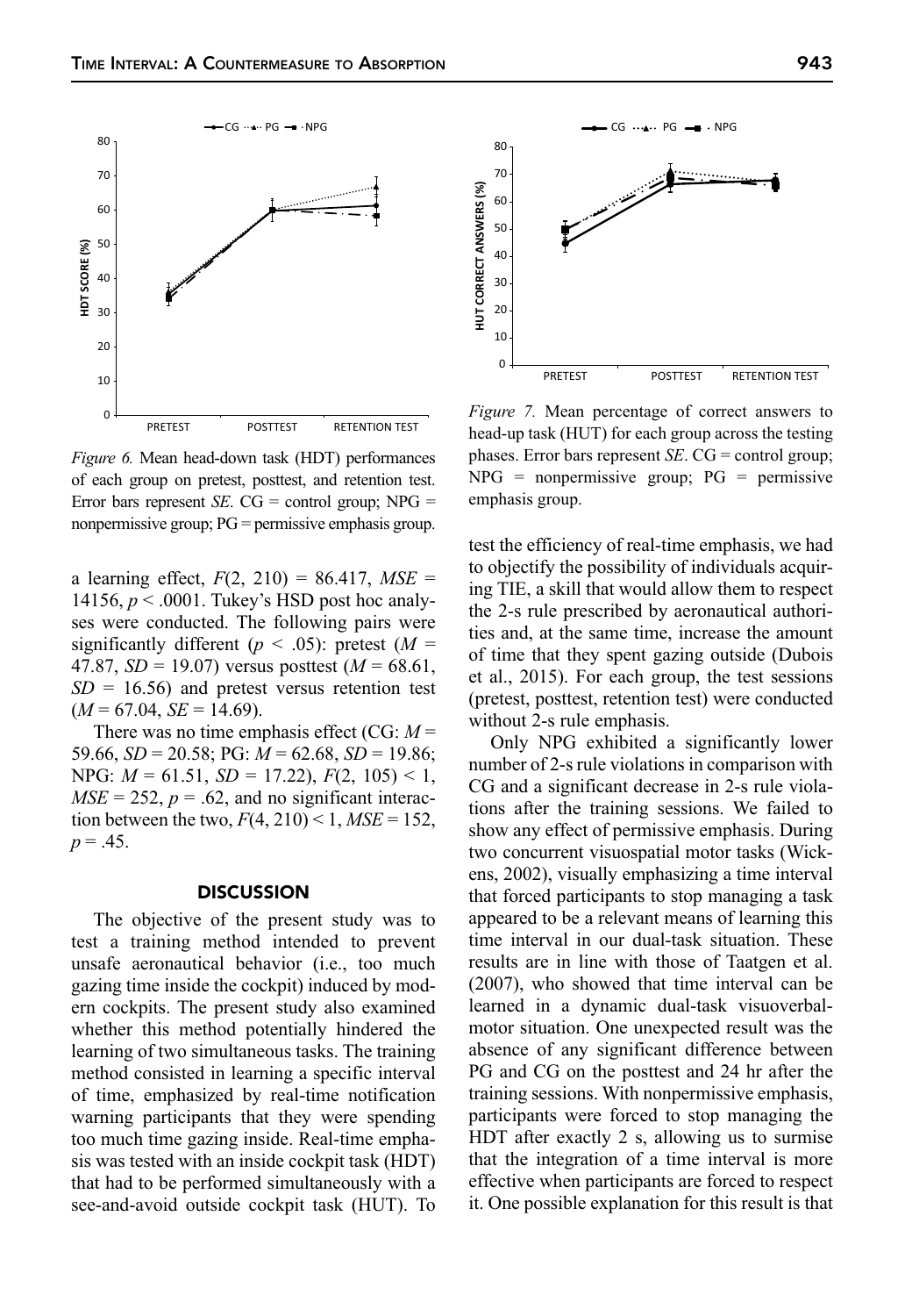Figure 6. Mean head-down task (HDT) performances of each group on pretest, posttest, and retention test. Error bars represent *SE*. CG = control group; NPG = nonpermissive group; PG = permissive emphasis group.

a learning effect, $F(2, 210) = 86.417$, $MSE = 14156$, $p < .0001$. Tukey's HSD post hoc analyses were conducted. The following pairs were significantly different ($p < .05$): pretest ($M = 47.87$, $SD = 19.07$) versus posttest ($M = 68.61$, $SD = 16.56$) and pretest versus retention test ($M = 67.04$, $SE = 14.69$).

There was no time emphasis effect (CG: $M = 59.66$, $SD = 20.58$; PG: $M = 62.68$, $SD = 19.86$; NPG: $M = 61.51$, $SD = 17.22$), $F(2, 105) < 1$, $MSE = 252$, $p = .62$, and no significant interaction between the two, $F(4, 210) < 1$, $MSE = 152$, $p = .45$.

## DISCUSSION

The objective of the present study was to test a training method intended to prevent unsafe aeronautical behavior (i.e., too much gazing time inside the cockpit) induced by modern cockpits. The present study also examined whether this method potentially hindered the learning of two simultaneous tasks. The training method consisted in learning a specific interval of time, emphasized by real-time notification warning participants that they were spending too much time gazing inside. Real-time emphasis was tested with an inside cockpit task (HDT) that had to be performed simultaneously with a see-and-avoid outside cockpit task (HUT). To test the efficiency of real-time emphasis, we had to objectify the possibility of individuals acquiring TIE, a skill that would allow them to respect the 2-s rule prescribed by aeronautical authorities and, at the same time, increase the amount of time that they spent gazing outside (Dubois et al., 2015). For each group, the test sessions (pretest, posttest, retention test) were conducted without 2-s rule emphasis.

Figure 7. Mean percentage of correct answers to head-up task (HUT) for each group across the testing phases. Error bars represent *SE*. CG = control group; NPG = nonpermissive group; PG = permissive emphasis group.

Only NPG exhibited a significantly lower number of 2-s rule violations in comparison with CG and a significant decrease in 2-s rule violations after the training sessions. We failed to show any effect of permissive emphasis. During two concurrent visuospatial motor tasks (Wickens, 2002), visually emphasizing a time interval that forced participants to stop managing a task appeared to be a relevant means of learning this time interval in our dual-task situation. These results are in line with those of Taatgen et al. (2007), who showed that time interval can be learned in a dynamic dual-task visuoverbal-motor situation. One unexpected result was the absence of any significant difference between PG and CG on the posttest and 24 hr after the training sessions. With nonpermissive emphasis, participants were forced to stop managing the HDT after exactly 2 s, allowing us to surmise that the integration of a time interval is more effective when participants are forced to respect it. One possible explanation for this result is that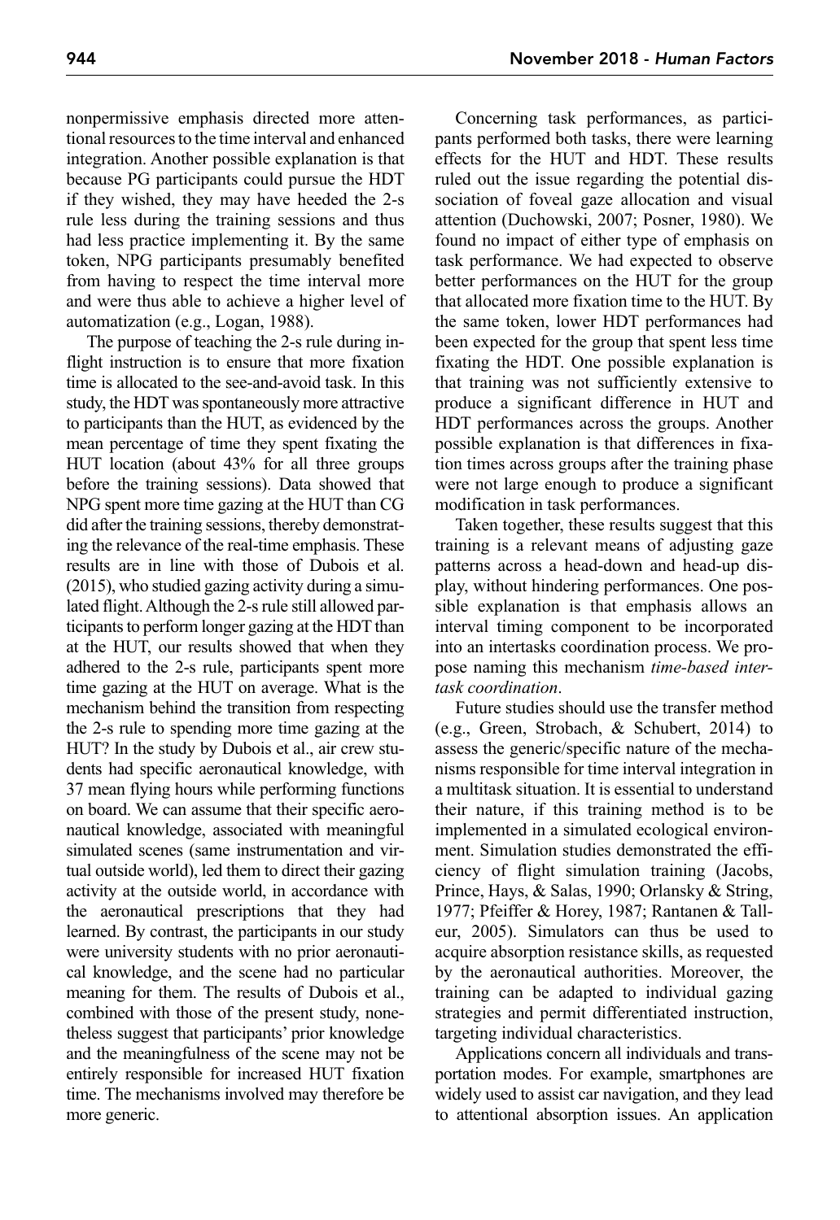nonpermissive emphasis directed more attentional resources to the time interval and enhanced integration. Another possible explanation is that because PG participants could pursue the HDT if they wished, they may have heeded the 2-s rule less during the training sessions and thus had less practice implementing it. By the same token, NPG participants presumably benefited from having to respect the time interval more and were thus able to achieve a higher level of automatization (e.g., Logan, 1988).

The purpose of teaching the 2-s rule during in-flight instruction is to ensure that more fixation time is allocated to the see-and-avoid task. In this study, the HDT was spontaneously more attractive to participants than the HUT, as evidenced by the mean percentage of time they spent fixating the HUT location (about 43% for all three groups before the training sessions). Data showed that NPG spent more time gazing at the HUT than CG did after the training sessions, thereby demonstrating the relevance of the real-time emphasis. These results are in line with those of Dubois et al. (2015), who studied gazing activity during a simulated flight. Although the 2-s rule still allowed participants to perform longer gazing at the HDT than at the HUT, our results showed that when they adhered to the 2-s rule, participants spent more time gazing at the HUT on average. What is the mechanism behind the transition from respecting the 2-s rule to spending more time gazing at the HUT? In the study by Dubois et al., air crew students had specific aeronautical knowledge, with 37 mean flying hours while performing functions on board. We can assume that their specific aeronautical knowledge, associated with meaningful simulated scenes (same instrumentation and virtual outside world), led them to direct their gazing activity at the outside world, in accordance with the aeronautical prescriptions that they had learned. By contrast, the participants in our study were university students with no prior aeronautical knowledge, and the scene had no particular meaning for them. The results of Dubois et al., combined with those of the present study, nonetheless suggest that participants' prior knowledge and the meaningfulness of the scene may not be entirely responsible for increased HUT fixation time. The mechanisms involved may therefore be more generic.

Concerning task performances, as participants performed both tasks, there were learning effects for the HUT and HDT. These results ruled out the issue regarding the potential dissociation of foveal gaze allocation and visual attention (Duchowski, 2007; Posner, 1980). We found no impact of either type of emphasis on task performance. We had expected to observe better performances on the HUT for the group that allocated more fixation time to the HUT. By the same token, lower HDT performances had been expected for the group that spent less time fixating the HDT. One possible explanation is that training was not sufficiently extensive to produce a significant difference in HUT and HDT performances across the groups. Another possible explanation is that differences in fixation times across groups after the training phase were not large enough to produce a significant modification in task performances.

Taken together, these results suggest that this training is a relevant means of adjusting gaze patterns across a head-down and head-up display, without hindering performances. One possible explanation is that emphasis allows an interval timing component to be incorporated into an intertasks coordination process. We propose naming this mechanism *time-based intertask coordination*.

Future studies should use the transfer method (e.g., Green, Strobach, & Schubert, 2014) to assess the generic/specific nature of the mechanisms responsible for time interval integration in a multitask situation. It is essential to understand their nature, if this training method is to be implemented in a simulated ecological environment. Simulation studies demonstrated the efficiency of flight simulation training (Jacobs, Prince, Hays, & Salas, 1990; Orlansky & String, 1977; Pfeiffer & Horey, 1987; Rantanen & Talleur, 2005). Simulators can thus be used to acquire absorption resistance skills, as requested by the aeronautical authorities. Moreover, the training can be adapted to individual gazing strategies and permit differentiated instruction, targeting individual characteristics.

Applications concern all individuals and transportation modes. For example, smartphones are widely used to assist car navigation, and they lead to attentional absorption issues. An application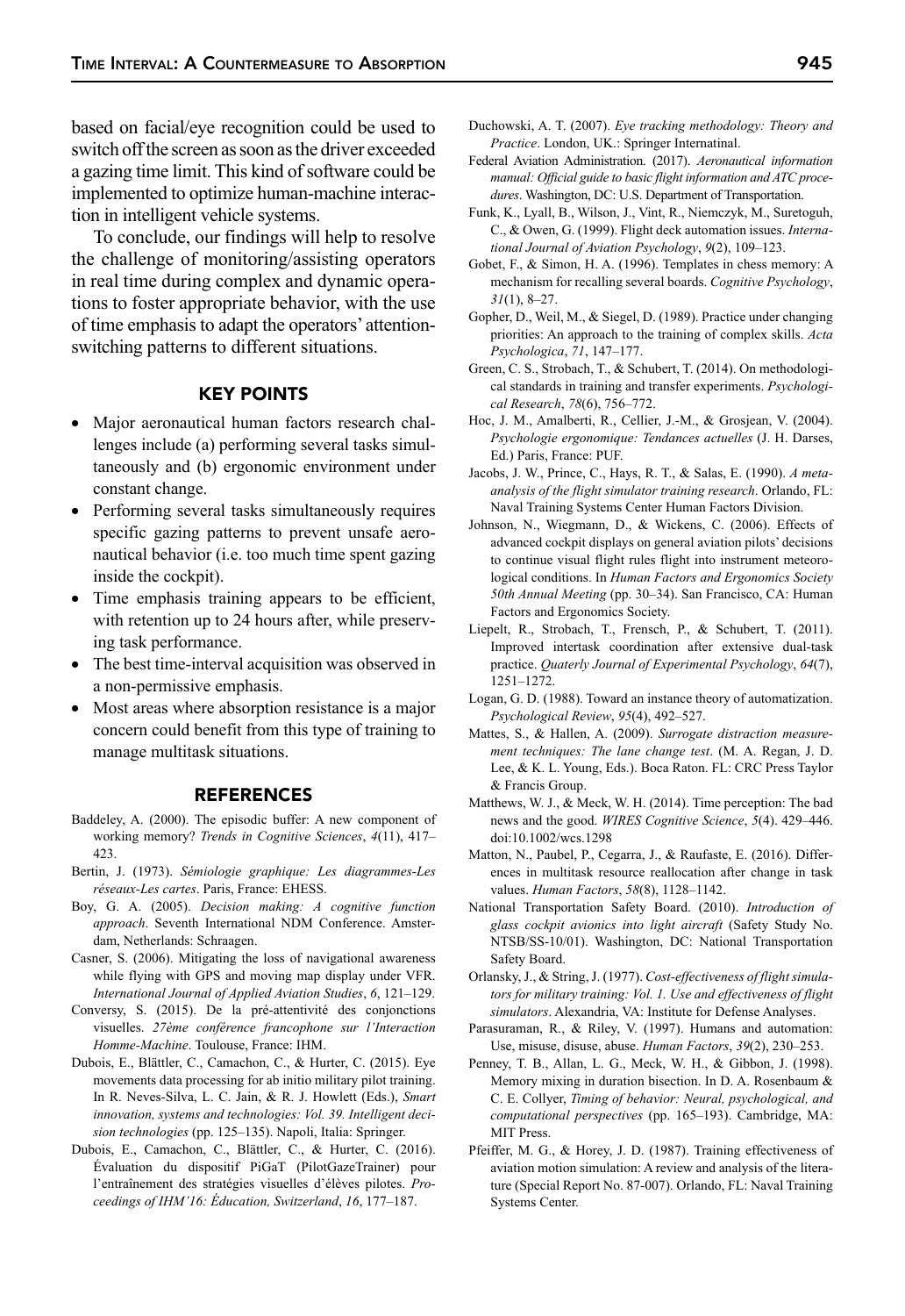based on facial/eye recognition could be used to switch off the screen as soon as the driver exceeded a gazing time limit. This kind of software could be implemented to optimize human-machine interaction in intelligent vehicle systems.

To conclude, our findings will help to resolve the challenge of monitoring/assisting operators in real time during complex and dynamic operations to foster appropriate behavior, with the use of time emphasis to adapt the operators' attention-switching patterns to different situations.

## KEY POINTS

- Major aeronautical human factors research challenges include (a) performing several tasks simultaneously and (b) ergonomic environment under constant change.
- Performing several tasks simultaneously requires specific gazing patterns to prevent unsafe aeronautical behavior (i.e. too much time spent gazing inside the cockpit).
- Time emphasis training appears to be efficient, with retention up to 24 hours after, while preserving task performance.
- The best time-interval acquisition was observed in a non-permissive emphasis.
- Most areas where absorption resistance is a major concern could benefit from this type of training to manage multitask situations.

## REFERENCES

Baddeley, A. (2000). The episodic buffer: A new component of working memory? *Trends in Cognitive Sciences*, *4*(11), 417–423.

Bertin, J. (1973). *Sémiologie graphique: Les diagrammes-Les réseaux-Les cartes*. Paris, France: EHESS.

Boy, G. A. (2005). *Decision making: A cognitive function approach*. Seventh International NDM Conference. Amsterdam, Netherlands: Schraagen.

Casner, S. (2006). Mitigating the loss of navigational awareness while flying with GPS and moving map display under VFR. *International Journal of Applied Aviation Studies*, *6*, 121–129.

Conversy, S. (2015). De la pré-attentivité des conjonctions visuelles. *27ème conférence francophone sur l'Interaction Homme-Machine*. Toulouse, France: IHM.

Dubois, E., Blättler, C., Camachon, C., & Hurter, C. (2015). Eye movements data processing for ab initio military pilot training. In R. Neves-Silva, L. C. Jain, & R. J. Howlett (Eds.), *Smart innovation, systems and technologies: Vol. 39. Intelligent decision technologies* (pp. 125–135). Napoli, Italia: Springer.

Dubois, E., Camachon, C., Blättler, C., & Hurter, C. (2016). Évaluation du dispositif PiGaT (PilotGazeTrainer) pour l'entraînement des stratégies visuelles d'élèves pilotes. *Proceedings of IHM'16: Éducation, Switzerland*, *16*, 177–187.

Duchowski, A. T. (2007). *Eye tracking methodology: Theory and Practice*. London, UK.: Springer Internatinal.

Federal Aviation Administration. (2017). *Aeronautical information manual: Official guide to basic flight information and ATC procedures*. Washington, DC: U.S. Department of Transportation.

Funk, K., Lyall, B., Wilson, J., Vint, R., Niemczyk, M., Suretoguh, C., & Owen, G. (1999). Flight deck automation issues. *International Journal of Aviation Psychology*, *9*(2), 109–123.

Gobet, F., & Simon, H. A. (1996). Templates in chess memory: A mechanism for recalling several boards. *Cognitive Psychology*, *31*(1), 8–27.

Gopher, D., Weil, M., & Siegel, D. (1989). Practice under changing priorities: An approach to the training of complex skills. *Acta Psychologica*, *71*, 147–177.

Green, C. S., Strobach, T., & Schubert, T. (2014). On methodological standards in training and transfer experiments. *Psychological Research*, *78*(6), 756–772.

Hoc, J. M., Amalberti, R., Cellier, J.-M., & Grosjean, V. (2004). *Psychologie ergonomique: Tendances actuelles* (J. H. Darses, Ed.) Paris, France: PUF.

Jacobs, J. W., Prince, C., Hays, R. T., & Salas, E. (1990). *A meta-analysis of the flight simulator training research*. Orlando, FL: Naval Training Systems Center Human Factors Division.

Johnson, N., Wiegmann, D., & Wickens, C. (2006). Effects of advanced cockpit displays on general aviation pilots' decisions to continue visual flight rules flight into instrument meteorological conditions. In *Human Factors and Ergonomics Society 50th Annual Meeting* (pp. 30–34). San Francisco, CA: Human Factors and Ergonomics Society.

Liepelt, R., Strobach, T., Frensch, P., & Schubert, T. (2011). Improved intertask coordination after extensive dual-task practice. *Quaterly Journal of Experimental Psychology*, *64*(7), 1251–1272.

Logan, G. D. (1988). Toward an instance theory of automatization. *Psychological Review*, *95*(4), 492–527.

Mattes, S., & Hallen, A. (2009). *Surrogate distraction measurement techniques: The lane change test*. (M. A. Regan, J. D. Lee, & K. L. Young, Eds.). Boca Raton. FL: CRC Press Taylor & Francis Group.

Matthews, W. J., & Meck, W. H. (2014). Time perception: The bad news and the good. *WIRES Cognitive Science*, *5*(4). 429–446. doi:10.1002/wcs.1298

Matton, N., Paubel, P., Cegarra, J., & Raufaste, E. (2016). Differences in multitask resource reallocation after change in task values. *Human Factors*, *58*(8), 1128–1142.

National Transportation Safety Board. (2010). *Introduction of glass cockpit avionics into light aircraft* (Safety Study No. NTSB/SS-10/01). Washington, DC: National Transportation Safety Board.

Orlansky, J., & String, J. (1977). *Cost-effectiveness of flight simulators for military training: Vol. 1. Use and effectiveness of flight simulators*. Alexandria, VA: Institute for Defense Analyses.

Parasuraman, R., & Riley, V. (1997). Humans and automation: Use, misuse, disuse, abuse. *Human Factors*, *39*(2), 230–253.

Penney, T. B., Allan, L. G., Meck, W. H., & Gibbon, J. (1998). Memory mixing in duration bisection. In D. A. Rosenbaum & C. E. Collyer, *Timing of behavior: Neural, psychological, and computational perspectives* (pp. 165–193). Cambridge, MA: MIT Press.

Pfeiffer, M. G., & Horey, J. D. (1987). Training effectiveness of aviation motion simulation: A review and analysis of the literature (Special Report No. 87-007). Orlando, FL: Naval Training Systems Center.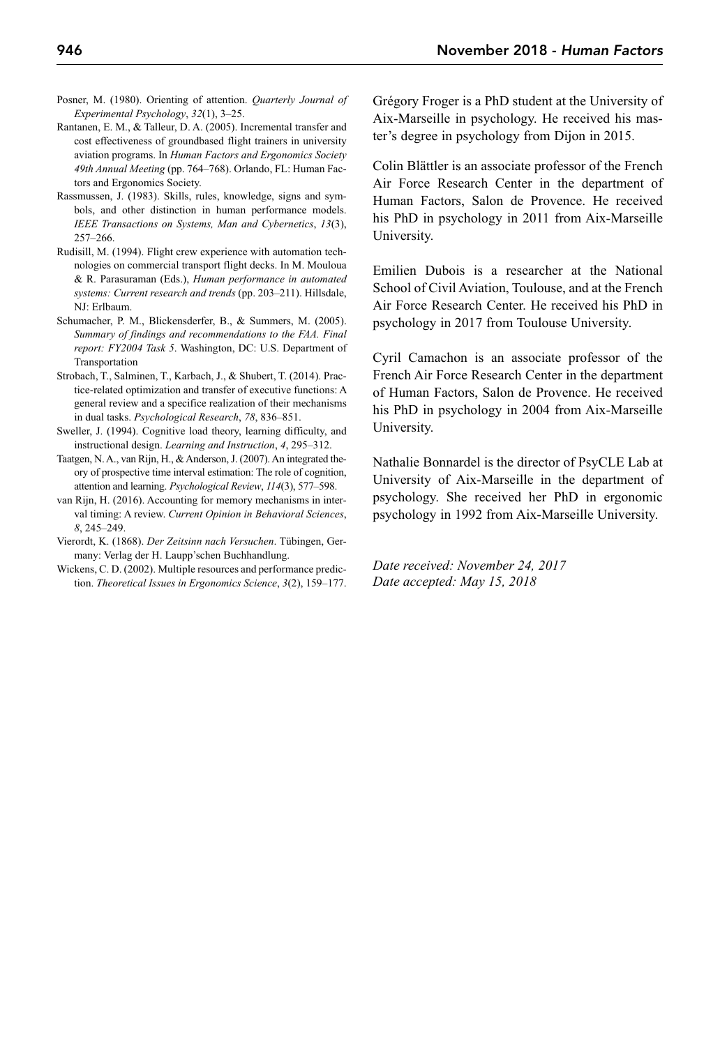Posner, M. (1980). Orienting of attention. *Quarterly Journal of Experimental Psychology*, *32*(1), 3–25.

Rantanen, E. M., & Talleur, D. A. (2005). Incremental transfer and cost effectiveness of groundbased flight trainers in university aviation programs. In *Human Factors and Ergonomics Society 49th Annual Meeting* (pp. 764–768). Orlando, FL: Human Factors and Ergonomics Society.

Rassmussen, J. (1983). Skills, rules, knowledge, signs and symbols, and other distinction in human performance models. *IEEE Transactions on Systems, Man and Cybernetics*, *13*(3), 257–266.

Rudisill, M. (1994). Flight crew experience with automation technologies on commercial transport flight decks. In M. Mouloua & R. Parasuraman (Eds.), *Human performance in automated systems: Current research and trends* (pp. 203–211). Hillsdale, NJ: Erlbaum.

Schumacher, P. M., Blickensderfer, B., & Summers, M. (2005). *Summary of findings and recommendations to the FAA. Final report: FY2004 Task 5*. Washington, DC: U.S. Department of Transportation

Strobach, T., Salminen, T., Karbach, J., & Shubert, T. (2014). Practice-related optimization and transfer of executive functions: A general review and a specifice realization of their mechanisms in dual tasks. *Psychological Research*, *78*, 836–851.

Sweller, J. (1994). Cognitive load theory, learning difficulty, and instructional design. *Learning and Instruction*, *4*, 295–312.

Taatgen, N. A., van Rijn, H., & Anderson, J. (2007). An integrated theory of prospective time interval estimation: The role of cognition, attention and learning. *Psychological Review*, *114*(3), 577–598.

van Rijn, H. (2016). Accounting for memory mechanisms in interval timing: A review. *Current Opinion in Behavioral Sciences*, *8*, 245–249.

Vierordt, K. (1868). *Der Zeitsinn nach Versuchen*. Tübingen, Germany: Verlag der H. Laupp'schen Buchhandlung.

Wickens, C. D. (2002). Multiple resources and performance prediction. *Theoretical Issues in Ergonomics Science*, *3*(2), 159–177.

Grégory Froger is a PhD student at the University of Aix-Marseille in psychology. He received his master's degree in psychology from Dijon in 2015.

Colin Blättler is an associate professor of the French Air Force Research Center in the department of Human Factors, Salon de Provence. He received his PhD in psychology in 2011 from Aix-Marseille University.

Emilien Dubois is a researcher at the National School of Civil Aviation, Toulouse, and at the French Air Force Research Center. He received his PhD in psychology in 2017 from Toulouse University.

Cyril Camachon is an associate professor of the French Air Force Research Center in the department of Human Factors, Salon de Provence. He received his PhD in psychology in 2004 from Aix-Marseille University.

Nathalie Bonnardel is the director of PsyCLE Lab at University of Aix-Marseille in the department of psychology. She received her PhD in ergonomic psychology in 1992 from Aix-Marseille University.

*Date received: November 24, 2017*
*Date accepted: May 15, 2018*